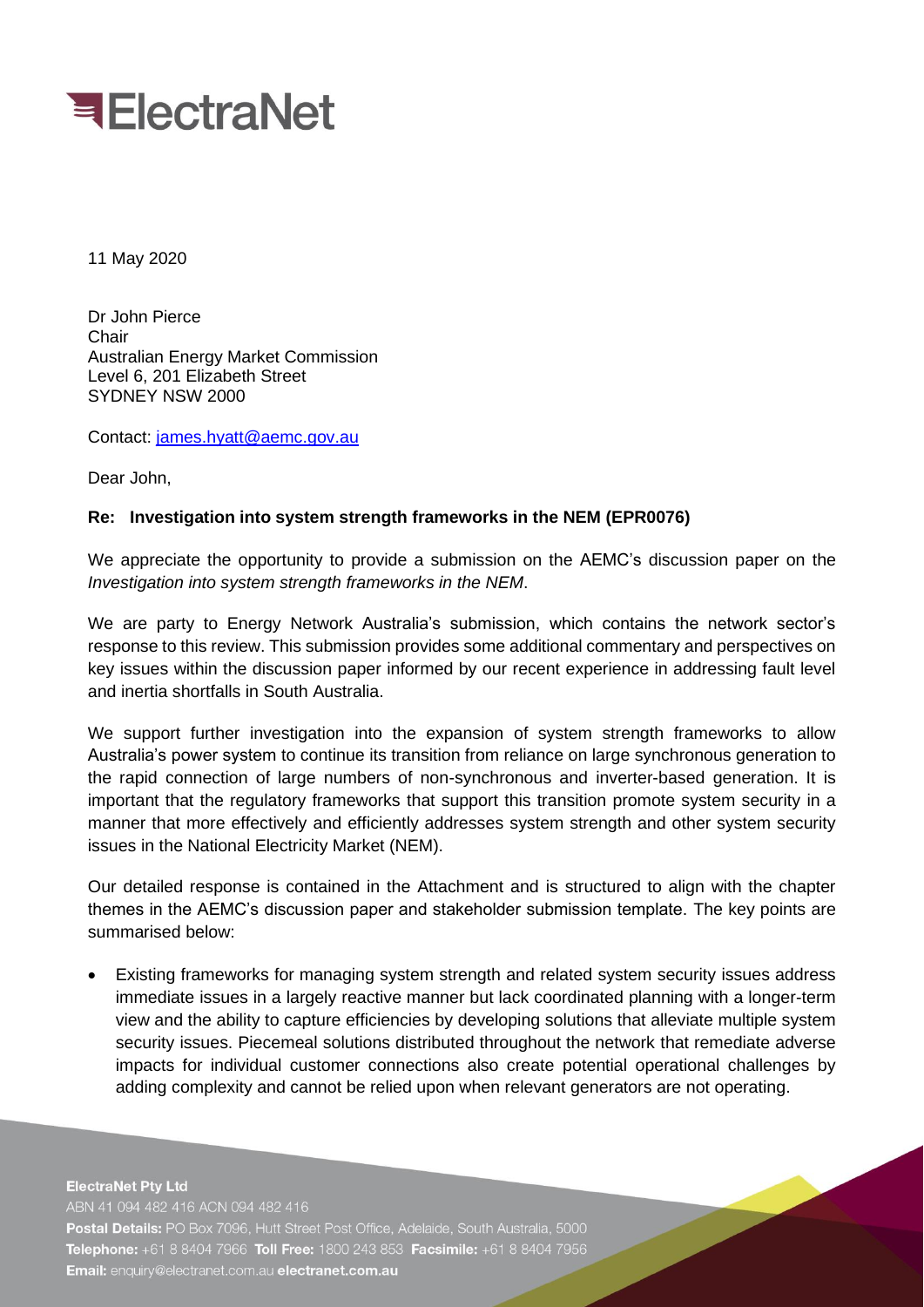# ElectraNet

11 May 2020

Dr John Pierce
Chair
Australian Energy Market Commission
Level 6, 201 Elizabeth Street
SYDNEY NSW 2000

Contact: james.hyatt@aemc.gov.au

Dear John,

**Re: Investigation into system strength frameworks in the NEM (EPR0076)**

We appreciate the opportunity to provide a submission on the AEMC's discussion paper on the *Investigation into system strength frameworks in the NEM*.

We are party to Energy Network Australia's submission, which contains the network sector's response to this review. This submission provides some additional commentary and perspectives on key issues within the discussion paper informed by our recent experience in addressing fault level and inertia shortfalls in South Australia.

We support further investigation into the expansion of system strength frameworks to allow Australia's power system to continue its transition from reliance on large synchronous generation to the rapid connection of large numbers of non-synchronous and inverter-based generation. It is important that the regulatory frameworks that support this transition promote system security in a manner that more effectively and efficiently addresses system strength and other system security issues in the National Electricity Market (NEM).

Our detailed response is contained in the Attachment and is structured to align with the chapter themes in the AEMC's discussion paper and stakeholder submission template. The key points are summarised below:

- Existing frameworks for managing system strength and related system security issues address immediate issues in a largely reactive manner but lack coordinated planning with a longer-term view and the ability to capture efficiencies by developing solutions that alleviate multiple system security issues. Piecemeal solutions distributed throughout the network that remediate adverse impacts for individual customer connections also create potential operational challenges by adding complexity and cannot be relied upon when relevant generators are not operating.

**ElectraNet Pty Ltd**
ABN 41 094 482 416 ACN 094 482 416
**Postal Details:** PO Box 7096, Hutt Street Post Office, Adelaide, South Australia, 5000
**Telephone:** +61 8 8404 7966 **Toll Free:** 1800 243 853 **Facsimile:** +61 8 8404 7956
**Email:** enquiry@electranet.com.au **electranet.com.au**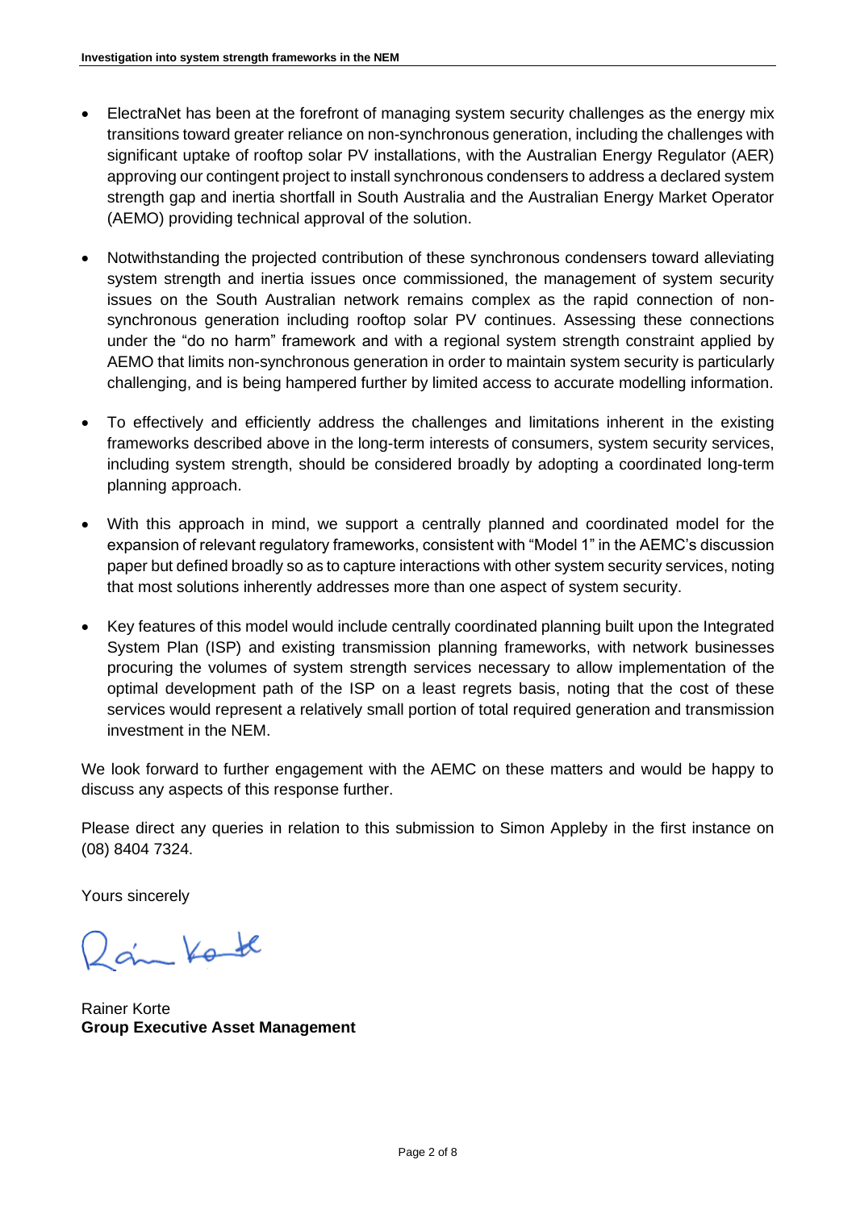- ElectraNet has been at the forefront of managing system security challenges as the energy mix transitions toward greater reliance on non-synchronous generation, including the challenges with significant uptake of rooftop solar PV installations, with the Australian Energy Regulator (AER) approving our contingent project to install synchronous condensers to address a declared system strength gap and inertia shortfall in South Australia and the Australian Energy Market Operator (AEMO) providing technical approval of the solution.

- Notwithstanding the projected contribution of these synchronous condensers toward alleviating system strength and inertia issues once commissioned, the management of system security issues on the South Australian network remains complex as the rapid connection of non-synchronous generation including rooftop solar PV continues. Assessing these connections under the "do no harm" framework and with a regional system strength constraint applied by AEMO that limits non-synchronous generation in order to maintain system security is particularly challenging, and is being hampered further by limited access to accurate modelling information.

- To effectively and efficiently address the challenges and limitations inherent in the existing frameworks described above in the long-term interests of consumers, system security services, including system strength, should be considered broadly by adopting a coordinated long-term planning approach.

- With this approach in mind, we support a centrally planned and coordinated model for the expansion of relevant regulatory frameworks, consistent with "Model 1" in the AEMC's discussion paper but defined broadly so as to capture interactions with other system security services, noting that most solutions inherently addresses more than one aspect of system security.

- Key features of this model would include centrally coordinated planning built upon the Integrated System Plan (ISP) and existing transmission planning frameworks, with network businesses procuring the volumes of system strength services necessary to allow implementation of the optimal development path of the ISP on a least regrets basis, noting that the cost of these services would represent a relatively small portion of total required generation and transmission investment in the NEM.

We look forward to further engagement with the AEMC on these matters and would be happy to discuss any aspects of this response further.

Please direct any queries in relation to this submission to Simon Appleby in the first instance on (08) 8404 7324.

Yours sincerely

Rainer Korte
**Group Executive Asset Management**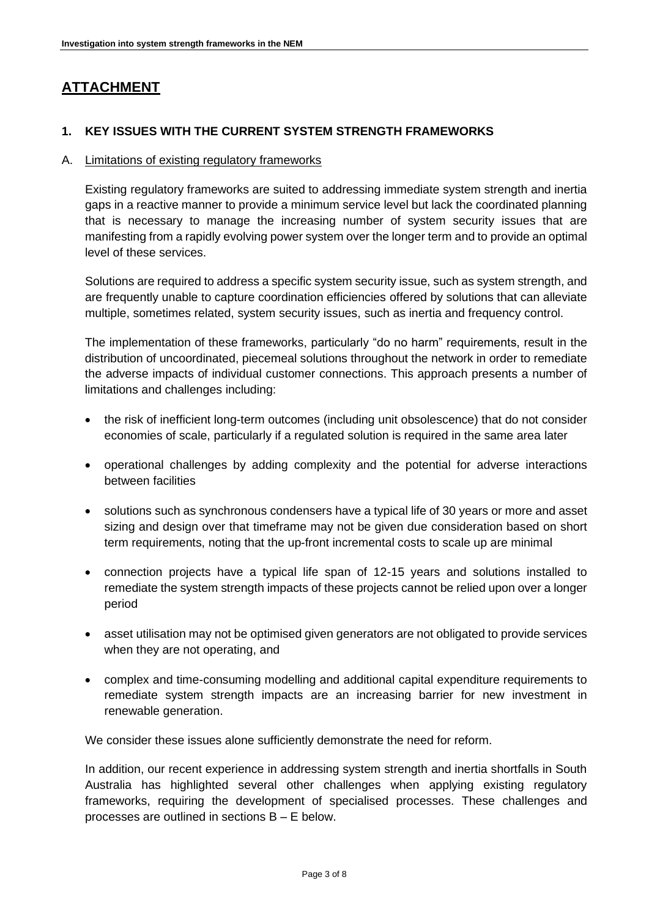# ATTACHMENT

## 1. KEY ISSUES WITH THE CURRENT SYSTEM STRENGTH FRAMEWORKS

### A. Limitations of existing regulatory frameworks

Existing regulatory frameworks are suited to addressing immediate system strength and inertia gaps in a reactive manner to provide a minimum service level but lack the coordinated planning that is necessary to manage the increasing number of system security issues that are manifesting from a rapidly evolving power system over the longer term and to provide an optimal level of these services.

Solutions are required to address a specific system security issue, such as system strength, and are frequently unable to capture coordination efficiencies offered by solutions that can alleviate multiple, sometimes related, system security issues, such as inertia and frequency control.

The implementation of these frameworks, particularly "do no harm" requirements, result in the distribution of uncoordinated, piecemeal solutions throughout the network in order to remediate the adverse impacts of individual customer connections. This approach presents a number of limitations and challenges including:

- the risk of inefficient long-term outcomes (including unit obsolescence) that do not consider economies of scale, particularly if a regulated solution is required in the same area later
- operational challenges by adding complexity and the potential for adverse interactions between facilities
- solutions such as synchronous condensers have a typical life of 30 years or more and asset sizing and design over that timeframe may not be given due consideration based on short term requirements, noting that the up-front incremental costs to scale up are minimal
- connection projects have a typical life span of 12-15 years and solutions installed to remediate the system strength impacts of these projects cannot be relied upon over a longer period
- asset utilisation may not be optimised given generators are not obligated to provide services when they are not operating, and
- complex and time-consuming modelling and additional capital expenditure requirements to remediate system strength impacts are an increasing barrier for new investment in renewable generation.

We consider these issues alone sufficiently demonstrate the need for reform.

In addition, our recent experience in addressing system strength and inertia shortfalls in South Australia has highlighted several other challenges when applying existing regulatory frameworks, requiring the development of specialised processes. These challenges and processes are outlined in sections B – E below.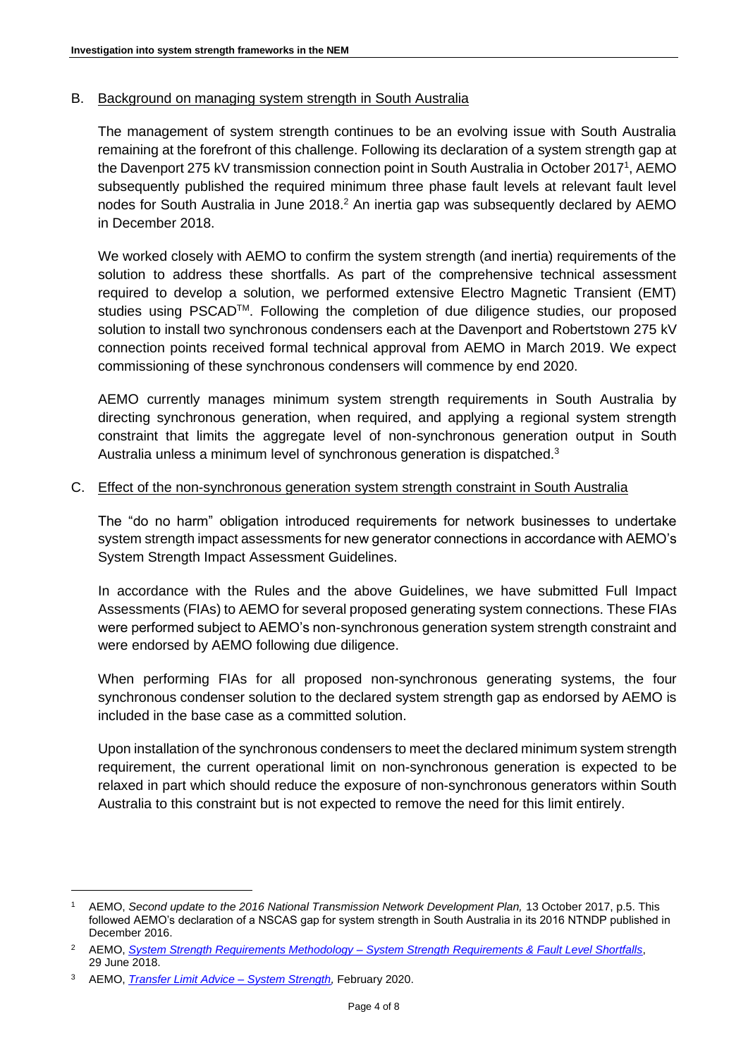## B. Background on managing system strength in South Australia

The management of system strength continues to be an evolving issue with South Australia remaining at the forefront of this challenge. Following its declaration of a system strength gap at the Davenport 275 kV transmission connection point in South Australia in October 2017[1], AEMO subsequently published the required minimum three phase fault levels at relevant fault level nodes for South Australia in June 2018.[2] An inertia gap was subsequently declared by AEMO in December 2018.

We worked closely with AEMO to confirm the system strength (and inertia) requirements of the solution to address these shortfalls. As part of the comprehensive technical assessment required to develop a solution, we performed extensive Electro Magnetic Transient (EMT) studies using PSCAD™. Following the completion of due diligence studies, our proposed solution to install two synchronous condensers each at the Davenport and Robertstown 275 kV connection points received formal technical approval from AEMO in March 2019. We expect commissioning of these synchronous condensers will commence by end 2020.

AEMO currently manages minimum system strength requirements in South Australia by directing synchronous generation, when required, and applying a regional system strength constraint that limits the aggregate level of non-synchronous generation output in South Australia unless a minimum level of synchronous generation is dispatched.[3]

## C. Effect of the non-synchronous generation system strength constraint in South Australia

The "do no harm" obligation introduced requirements for network businesses to undertake system strength impact assessments for new generator connections in accordance with AEMO's System Strength Impact Assessment Guidelines.

In accordance with the Rules and the above Guidelines, we have submitted Full Impact Assessments (FIAs) to AEMO for several proposed generating system connections. These FIAs were performed subject to AEMO's non-synchronous generation system strength constraint and were endorsed by AEMO following due diligence.

When performing FIAs for all proposed non-synchronous generating systems, the four synchronous condenser solution to the declared system strength gap as endorsed by AEMO is included in the base case as a committed solution.

Upon installation of the synchronous condensers to meet the declared minimum system strength requirement, the current operational limit on non-synchronous generation is expected to be relaxed in part which should reduce the exposure of non-synchronous generators within South Australia to this constraint but is not expected to remove the need for this limit entirely.

---

[1] AEMO, *Second update to the 2016 National Transmission Network Development Plan,* 13 October 2017, p.5. This followed AEMO's declaration of a NSCAS gap for system strength in South Australia in its 2016 NTNDP published in December 2016.

[2] AEMO, *System Strength Requirements Methodology – System Strength Requirements & Fault Level Shortfalls*, 29 June 2018.

[3] AEMO, *Transfer Limit Advice – System Strength,* February 2020.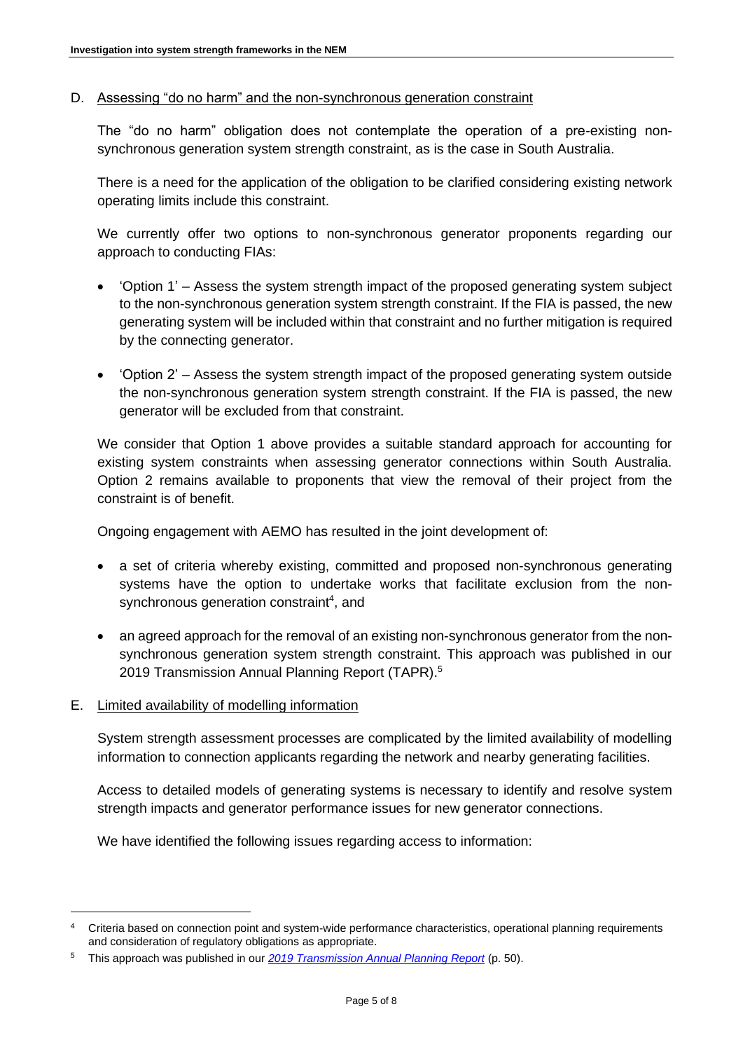D. <u>Assessing "do no harm" and the non-synchronous generation constraint</u>

The "do no harm" obligation does not contemplate the operation of a pre-existing non-synchronous generation system strength constraint, as is the case in South Australia.

There is a need for the application of the obligation to be clarified considering existing network operating limits include this constraint.

We currently offer two options to non-synchronous generator proponents regarding our approach to conducting FIAs:

- 'Option 1' – Assess the system strength impact of the proposed generating system subject to the non-synchronous generation system strength constraint. If the FIA is passed, the new generating system will be included within that constraint and no further mitigation is required by the connecting generator.
- 'Option 2' – Assess the system strength impact of the proposed generating system outside the non-synchronous generation system strength constraint. If the FIA is passed, the new generator will be excluded from that constraint.

We consider that Option 1 above provides a suitable standard approach for accounting for existing system constraints when assessing generator connections within South Australia. Option 2 remains available to proponents that view the removal of their project from the constraint is of benefit.

Ongoing engagement with AEMO has resulted in the joint development of:

- a set of criteria whereby existing, committed and proposed non-synchronous generating systems have the option to undertake works that facilitate exclusion from the non-synchronous generation constraint[4], and
- an agreed approach for the removal of an existing non-synchronous generator from the non-synchronous generation system strength constraint. This approach was published in our 2019 Transmission Annual Planning Report (TAPR).[5]

E. <u>Limited availability of modelling information</u>

System strength assessment processes are complicated by the limited availability of modelling information to connection applicants regarding the network and nearby generating facilities.

Access to detailed models of generating systems is necessary to identify and resolve system strength impacts and generator performance issues for new generator connections.

We have identified the following issues regarding access to information:

---

[4] Criteria based on connection point and system-wide performance characteristics, operational planning requirements and consideration of regulatory obligations as appropriate.

[5] This approach was published in our *2019 Transmission Annual Planning Report* (p. 50).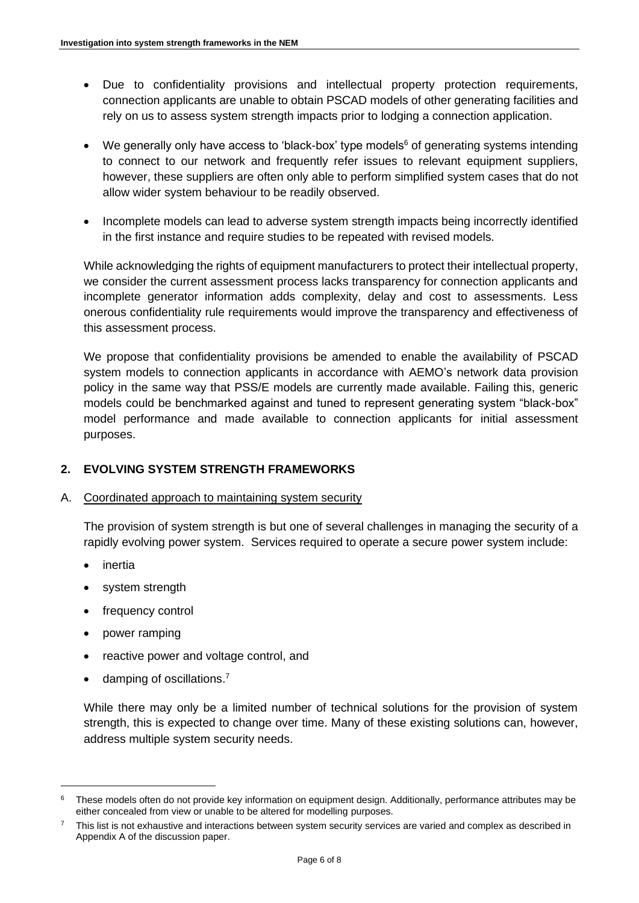- Due to confidentiality provisions and intellectual property protection requirements, connection applicants are unable to obtain PSCAD models of other generating facilities and rely on us to assess system strength impacts prior to lodging a connection application.
- We generally only have access to 'black-box' type models[6] of generating systems intending to connect to our network and frequently refer issues to relevant equipment suppliers, however, these suppliers are often only able to perform simplified system cases that do not allow wider system behaviour to be readily observed.
- Incomplete models can lead to adverse system strength impacts being incorrectly identified in the first instance and require studies to be repeated with revised models.

While acknowledging the rights of equipment manufacturers to protect their intellectual property, we consider the current assessment process lacks transparency for connection applicants and incomplete generator information adds complexity, delay and cost to assessments. Less onerous confidentiality rule requirements would improve the transparency and effectiveness of this assessment process.

We propose that confidentiality provisions be amended to enable the availability of PSCAD system models to connection applicants in accordance with AEMO's network data provision policy in the same way that PSS/E models are currently made available. Failing this, generic models could be benchmarked against and tuned to represent generating system "black-box" model performance and made available to connection applicants for initial assessment purposes.

## 2. EVOLVING SYSTEM STRENGTH FRAMEWORKS

### A. Coordinated approach to maintaining system security

The provision of system strength is but one of several challenges in managing the security of a rapidly evolving power system. Services required to operate a secure power system include:

- inertia
- system strength
- frequency control
- power ramping
- reactive power and voltage control, and
- damping of oscillations.[7]

While there may only be a limited number of technical solutions for the provision of system strength, this is expected to change over time. Many of these existing solutions can, however, address multiple system security needs.

---

[6] These models often do not provide key information on equipment design. Additionally, performance attributes may be either concealed from view or unable to be altered for modelling purposes.

[7] This list is not exhaustive and interactions between system security services are varied and complex as described in Appendix A of the discussion paper.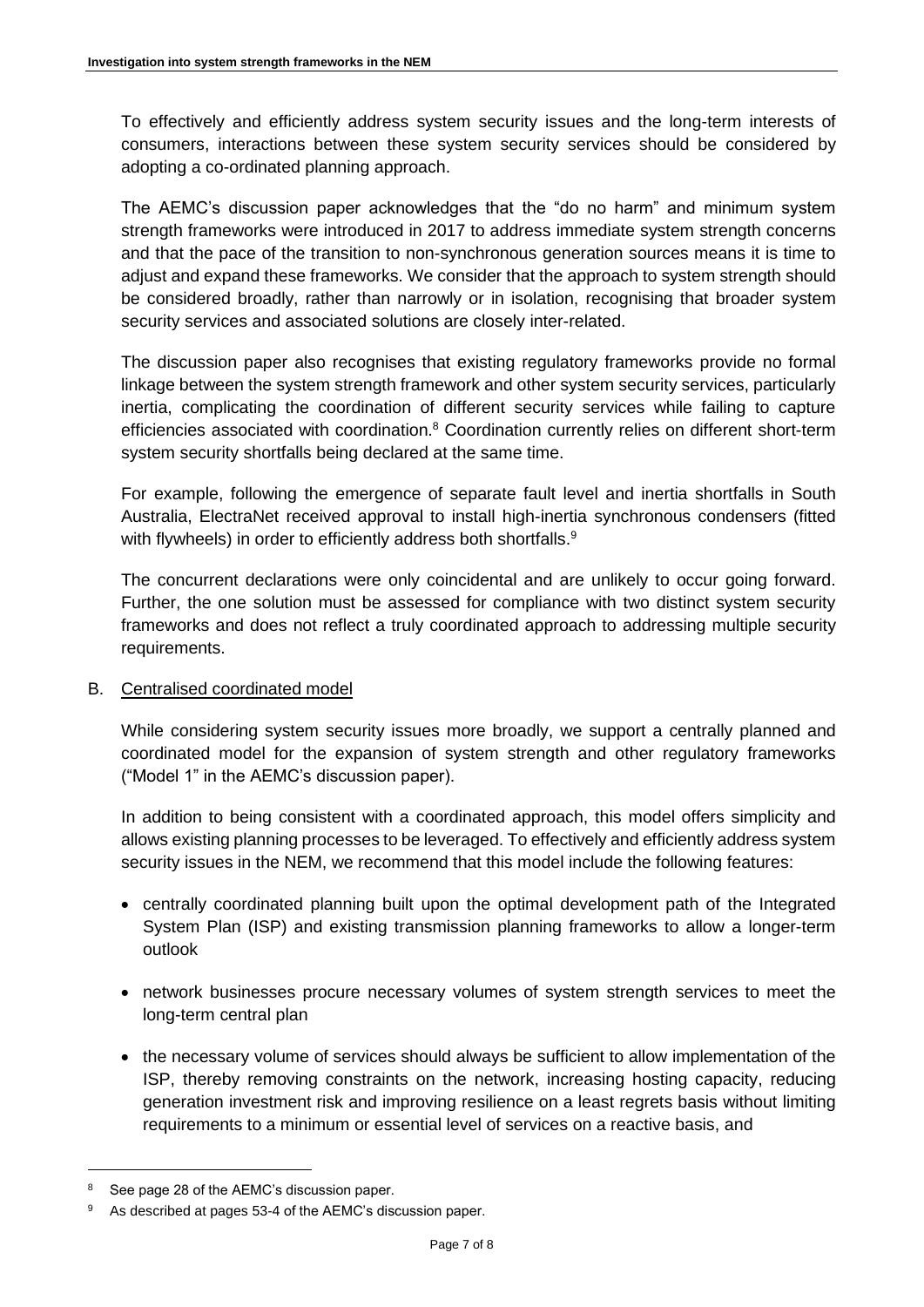To effectively and efficiently address system security issues and the long-term interests of consumers, interactions between these system security services should be considered by adopting a co-ordinated planning approach.

The AEMC's discussion paper acknowledges that the "do no harm" and minimum system strength frameworks were introduced in 2017 to address immediate system strength concerns and that the pace of the transition to non-synchronous generation sources means it is time to adjust and expand these frameworks. We consider that the approach to system strength should be considered broadly, rather than narrowly or in isolation, recognising that broader system security services and associated solutions are closely inter-related.

The discussion paper also recognises that existing regulatory frameworks provide no formal linkage between the system strength framework and other system security services, particularly inertia, complicating the coordination of different security services while failing to capture efficiencies associated with coordination.[8] Coordination currently relies on different short-term system security shortfalls being declared at the same time.

For example, following the emergence of separate fault level and inertia shortfalls in South Australia, ElectraNet received approval to install high-inertia synchronous condensers (fitted with flywheels) in order to efficiently address both shortfalls.[9]

The concurrent declarations were only coincidental and are unlikely to occur going forward. Further, the one solution must be assessed for compliance with two distinct system security frameworks and does not reflect a truly coordinated approach to addressing multiple security requirements.

B. <u>Centralised coordinated model</u>

While considering system security issues more broadly, we support a centrally planned and coordinated model for the expansion of system strength and other regulatory frameworks ("Model 1" in the AEMC's discussion paper).

In addition to being consistent with a coordinated approach, this model offers simplicity and allows existing planning processes to be leveraged. To effectively and efficiently address system security issues in the NEM, we recommend that this model include the following features:

- centrally coordinated planning built upon the optimal development path of the Integrated System Plan (ISP) and existing transmission planning frameworks to allow a longer-term outlook
- network businesses procure necessary volumes of system strength services to meet the long-term central plan
- the necessary volume of services should always be sufficient to allow implementation of the ISP, thereby removing constraints on the network, increasing hosting capacity, reducing generation investment risk and improving resilience on a least regrets basis without limiting requirements to a minimum or essential level of services on a reactive basis, and

[8] See page 28 of the AEMC's discussion paper.

[9] As described at pages 53-4 of the AEMC's discussion paper.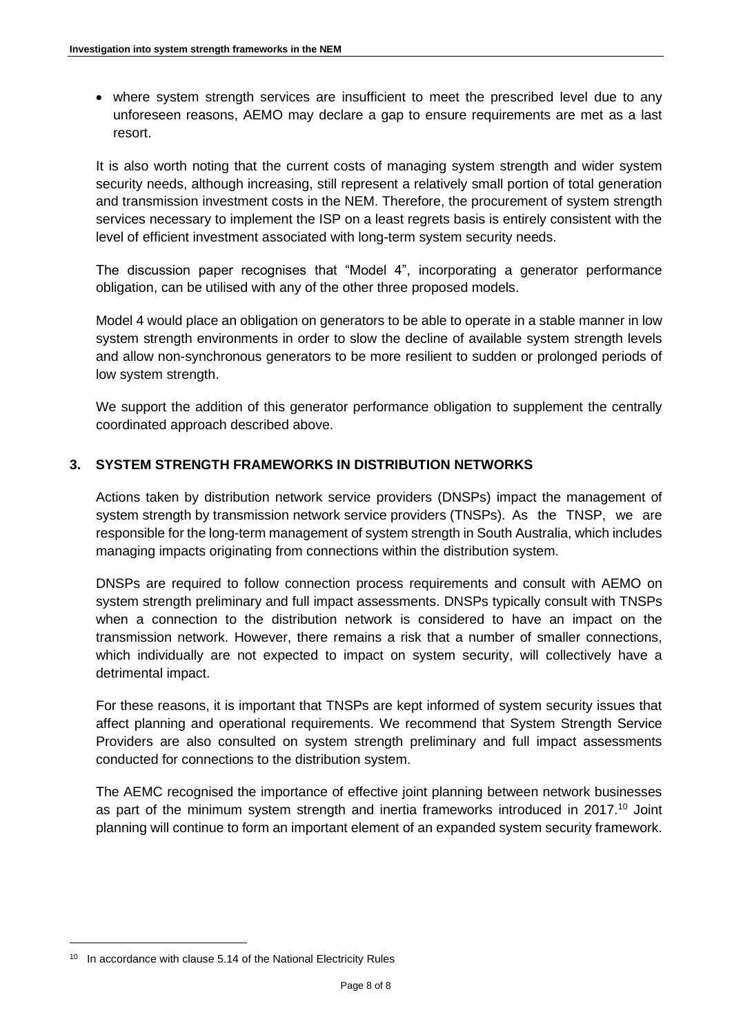- where system strength services are insufficient to meet the prescribed level due to any unforeseen reasons, AEMO may declare a gap to ensure requirements are met as a last resort.

It is also worth noting that the current costs of managing system strength and wider system security needs, although increasing, still represent a relatively small portion of total generation and transmission investment costs in the NEM. Therefore, the procurement of system strength services necessary to implement the ISP on a least regrets basis is entirely consistent with the level of efficient investment associated with long-term system security needs.

The discussion paper recognises that "Model 4", incorporating a generator performance obligation, can be utilised with any of the other three proposed models.

Model 4 would place an obligation on generators to be able to operate in a stable manner in low system strength environments in order to slow the decline of available system strength levels and allow non-synchronous generators to be more resilient to sudden or prolonged periods of low system strength.

We support the addition of this generator performance obligation to supplement the centrally coordinated approach described above.

## 3. SYSTEM STRENGTH FRAMEWORKS IN DISTRIBUTION NETWORKS

Actions taken by distribution network service providers (DNSPs) impact the management of system strength by transmission network service providers (TNSPs). As the TNSP, we are responsible for the long-term management of system strength in South Australia, which includes managing impacts originating from connections within the distribution system.

DNSPs are required to follow connection process requirements and consult with AEMO on system strength preliminary and full impact assessments. DNSPs typically consult with TNSPs when a connection to the distribution network is considered to have an impact on the transmission network. However, there remains a risk that a number of smaller connections, which individually are not expected to impact on system security, will collectively have a detrimental impact.

For these reasons, it is important that TNSPs are kept informed of system security issues that affect planning and operational requirements. We recommend that System Strength Service Providers are also consulted on system strength preliminary and full impact assessments conducted for connections to the distribution system.

The AEMC recognised the importance of effective joint planning between network businesses as part of the minimum system strength and inertia frameworks introduced in 2017.[10] Joint planning will continue to form an important element of an expanded system security framework.

[10] In accordance with clause 5.14 of the National Electricity Rules